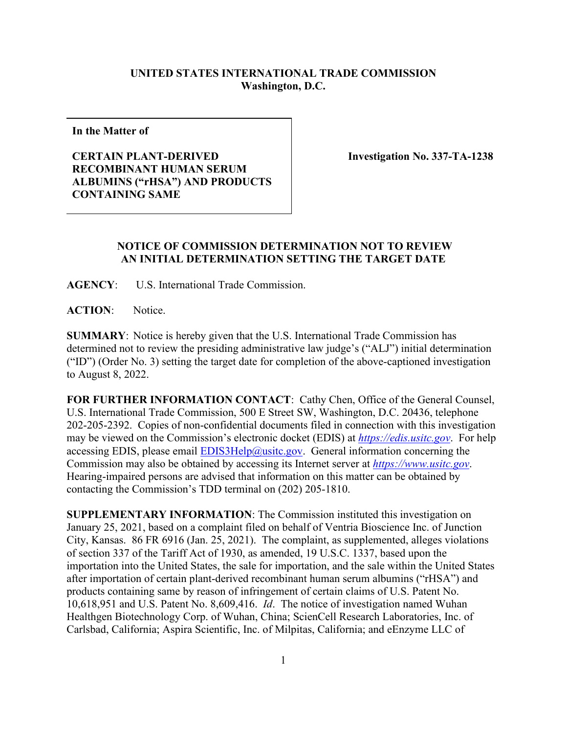**UNITED STATES INTERNATIONAL TRADE COMMISSION**
**Washington, D.C.**

**In the Matter of**

**CERTAIN PLANT-DERIVED RECOMBINANT HUMAN SERUM ALBUMINS ("rHSA") AND PRODUCTS CONTAINING SAME**

**Investigation No. 337-TA-1238**

## NOTICE OF COMMISSION DETERMINATION NOT TO REVIEW AN INITIAL DETERMINATION SETTING THE TARGET DATE

**AGENCY**: U.S. International Trade Commission.

**ACTION**: Notice.

**SUMMARY**: Notice is hereby given that the U.S. International Trade Commission has determined not to review the presiding administrative law judge's ("ALJ") initial determination ("ID") (Order No. 3) setting the target date for completion of the above-captioned investigation to August 8, 2022.

**FOR FURTHER INFORMATION CONTACT**: Cathy Chen, Office of the General Counsel, U.S. International Trade Commission, 500 E Street SW, Washington, D.C. 20436, telephone 202-205-2392. Copies of non-confidential documents filed in connection with this investigation may be viewed on the Commission's electronic docket (EDIS) at *https://edis.usitc.gov*. For help accessing EDIS, please email EDIS3Help@usitc.gov. General information concerning the Commission may also be obtained by accessing its Internet server at *https://www.usitc.gov*. Hearing-impaired persons are advised that information on this matter can be obtained by contacting the Commission's TDD terminal on (202) 205-1810.

**SUPPLEMENTARY INFORMATION**: The Commission instituted this investigation on January 25, 2021, based on a complaint filed on behalf of Ventria Bioscience Inc. of Junction City, Kansas. 86 FR 6916 (Jan. 25, 2021). The complaint, as supplemented, alleges violations of section 337 of the Tariff Act of 1930, as amended, 19 U.S.C. 1337, based upon the importation into the United States, the sale for importation, and the sale within the United States after importation of certain plant-derived recombinant human serum albumins ("rHSA") and products containing same by reason of infringement of certain claims of U.S. Patent No. 10,618,951 and U.S. Patent No. 8,609,416. *Id*. The notice of investigation named Wuhan Healthgen Biotechnology Corp. of Wuhan, China; ScienCell Research Laboratories, Inc. of Carlsbad, California; Aspira Scientific, Inc. of Milpitas, California; and eEnzyme LLC of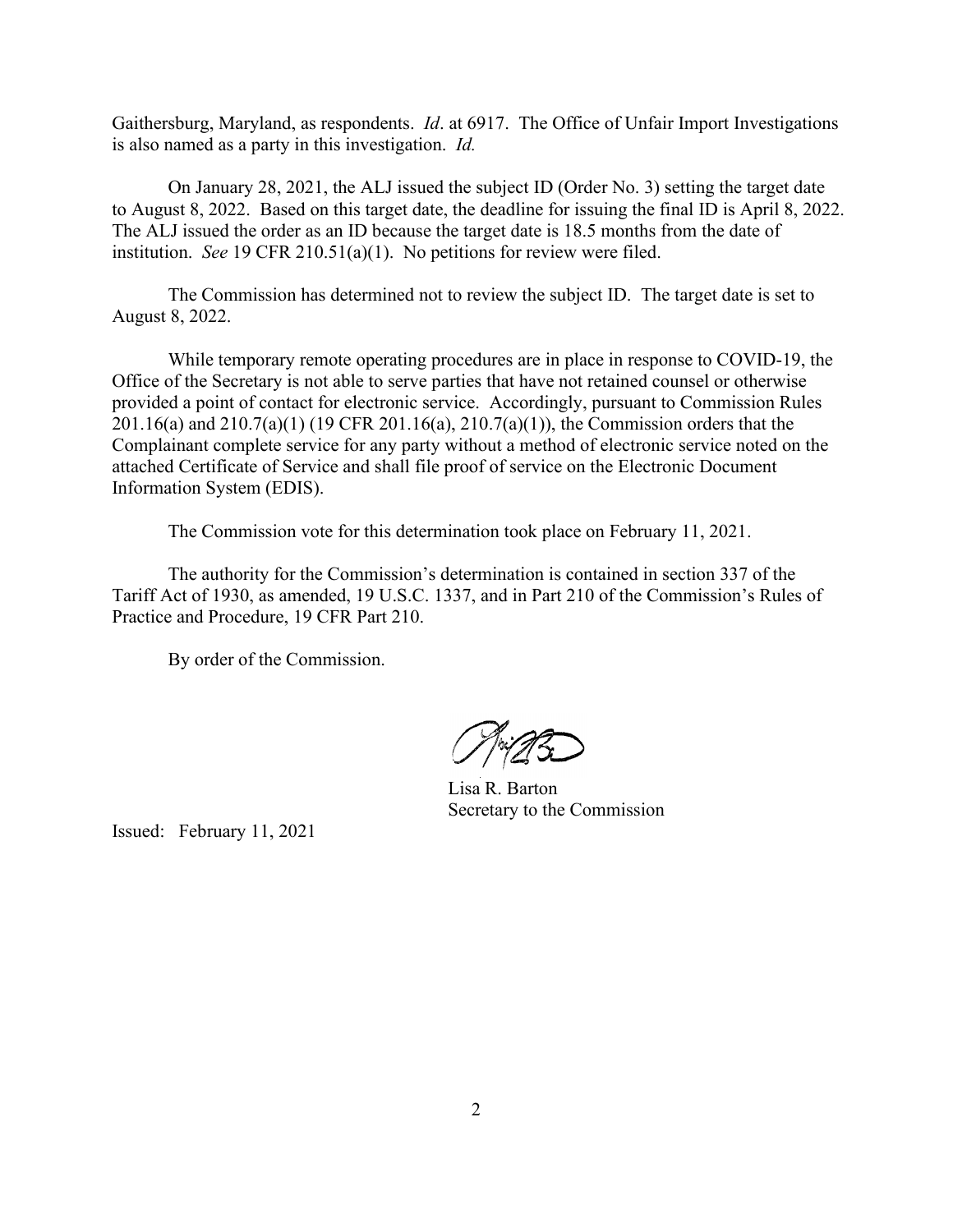Gaithersburg, Maryland, as respondents. *Id*. at 6917. The Office of Unfair Import Investigations is also named as a party in this investigation. *Id.*

On January 28, 2021, the ALJ issued the subject ID (Order No. 3) setting the target date to August 8, 2022. Based on this target date, the deadline for issuing the final ID is April 8, 2022. The ALJ issued the order as an ID because the target date is 18.5 months from the date of institution. *See* 19 CFR 210.51(a)(1). No petitions for review were filed.

The Commission has determined not to review the subject ID. The target date is set to August 8, 2022.

While temporary remote operating procedures are in place in response to COVID-19, the Office of the Secretary is not able to serve parties that have not retained counsel or otherwise provided a point of contact for electronic service. Accordingly, pursuant to Commission Rules 201.16(a) and 210.7(a)(1) (19 CFR 201.16(a), 210.7(a)(1)), the Commission orders that the Complainant complete service for any party without a method of electronic service noted on the attached Certificate of Service and shall file proof of service on the Electronic Document Information System (EDIS).

The Commission vote for this determination took place on February 11, 2021.

The authority for the Commission's determination is contained in section 337 of the Tariff Act of 1930, as amended, 19 U.S.C. 1337, and in Part 210 of the Commission's Rules of Practice and Procedure, 19 CFR Part 210.

By order of the Commission.

Lisa R. Barton
Secretary to the Commission

Issued: February 11, 2021